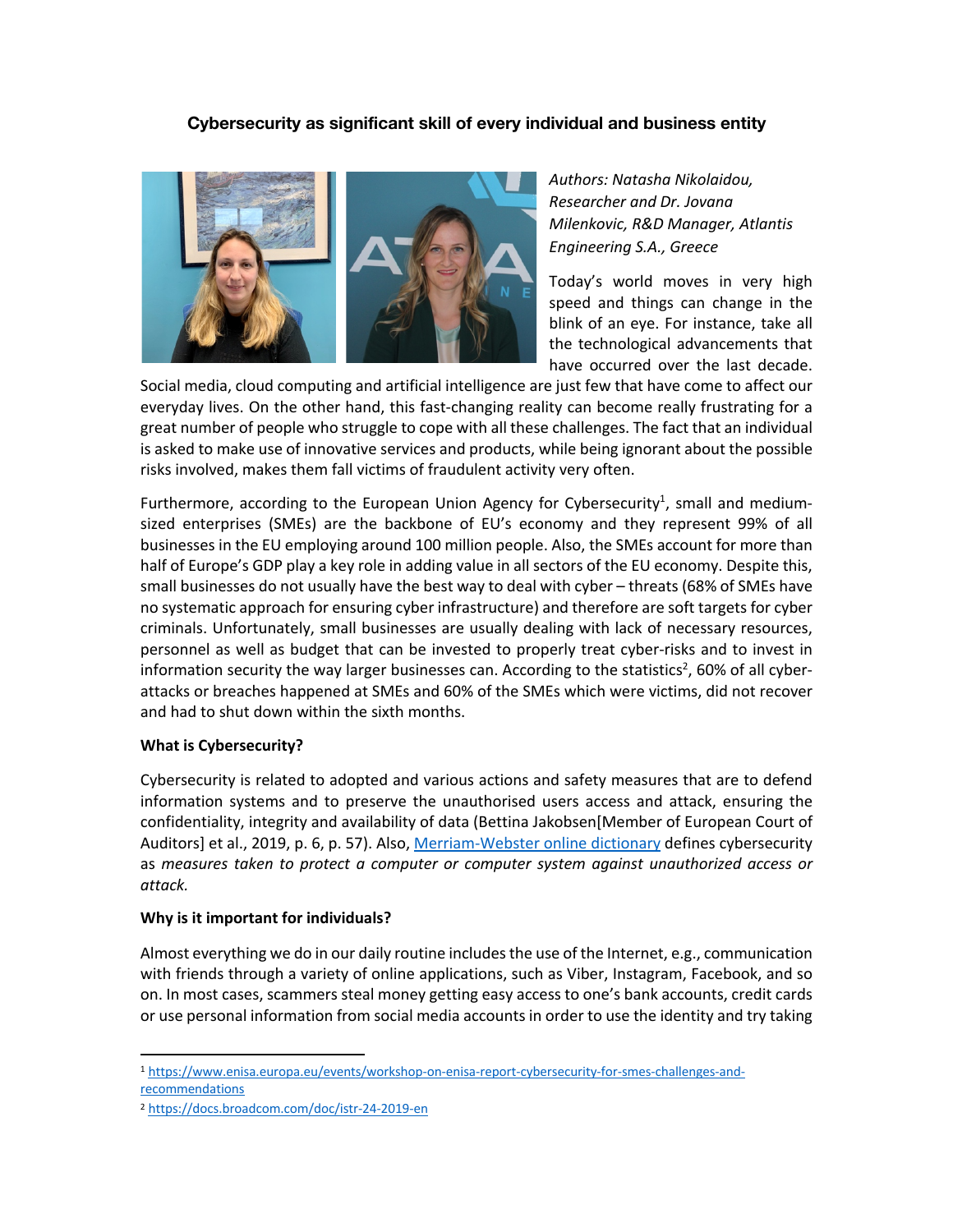# Cybersecurity as significant skill of every individual and business entity

*Authors: Natasha Nikolaidou, Researcher and Dr. Jovana Milenkovic, R&D Manager, Atlantis Engineering S.A., Greece*

Today's world moves in very high speed and things can change in the blink of an eye. For instance, take all the technological advancements that have occurred over the last decade. Social media, cloud computing and artificial intelligence are just few that have come to affect our everyday lives. On the other hand, this fast-changing reality can become really frustrating for a great number of people who struggle to cope with all these challenges. The fact that an individual is asked to make use of innovative services and products, while being ignorant about the possible risks involved, makes them fall victims of fraudulent activity very often.

Furthermore, according to the European Union Agency for Cybersecurity[1], small and medium-sized enterprises (SMEs) are the backbone of EU's economy and they represent 99% of all businesses in the EU employing around 100 million people. Also, the SMEs account for more than half of Europe's GDP play a key role in adding value in all sectors of the EU economy. Despite this, small businesses do not usually have the best way to deal with cyber – threats (68% of SMEs have no systematic approach for ensuring cyber infrastructure) and therefore are soft targets for cyber criminals. Unfortunately, small businesses are usually dealing with lack of necessary resources, personnel as well as budget that can be invested to properly treat cyber-risks and to invest in information security the way larger businesses can. According to the statistics[2], 60% of all cyber-attacks or breaches happened at SMEs and 60% of the SMEs which were victims, did not recover and had to shut down within the sixth months.

**What is Cybersecurity?**

Cybersecurity is related to adopted and various actions and safety measures that are to defend information systems and to preserve the unauthorised users access and attack, ensuring the confidentiality, integrity and availability of data (Bettina Jakobsen[Member of European Court of Auditors] et al., 2019, p. 6, p. 57). Also, [Merriam-Webster online dictionary]() defines cybersecurity as *measures taken to protect a computer or computer system against unauthorized access or attack.*

**Why is it important for individuals?**

Almost everything we do in our daily routine includes the use of the Internet, e.g., communication with friends through a variety of online applications, such as Viber, Instagram, Facebook, and so on. In most cases, scammers steal money getting easy access to one's bank accounts, credit cards or use personal information from social media accounts in order to use the identity and try taking

---

[1] https://www.enisa.europa.eu/events/workshop-on-enisa-report-cybersecurity-for-smes-challenges-and-recommendations

[2] https://docs.broadcom.com/doc/istr-24-2019-en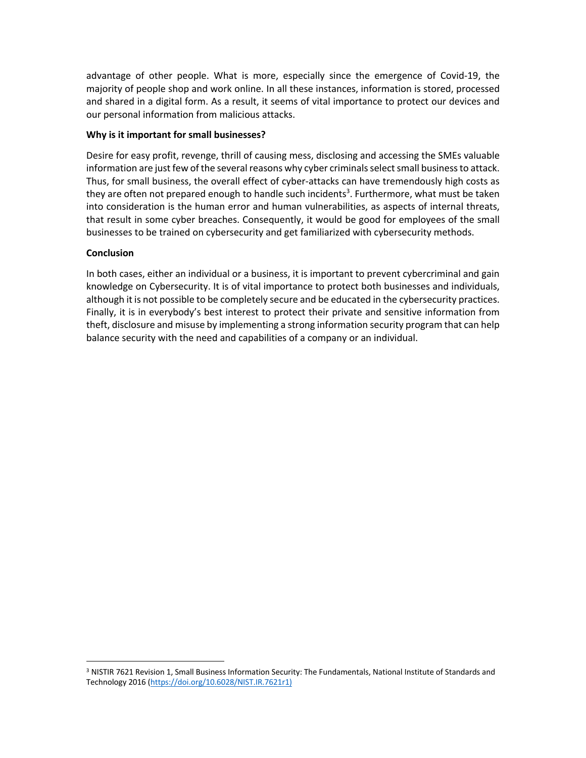advantage of other people. What is more, especially since the emergence of Covid-19, the majority of people shop and work online. In all these instances, information is stored, processed and shared in a digital form. As a result, it seems of vital importance to protect our devices and our personal information from malicious attacks.

**Why is it important for small businesses?**

Desire for easy profit, revenge, thrill of causing mess, disclosing and accessing the SMEs valuable information are just few of the several reasons why cyber criminals select small business to attack. Thus, for small business, the overall effect of cyber-attacks can have tremendously high costs as they are often not prepared enough to handle such incidents[3]. Furthermore, what must be taken into consideration is the human error and human vulnerabilities, as aspects of internal threats, that result in some cyber breaches. Consequently, it would be good for employees of the small businesses to be trained on cybersecurity and get familiarized with cybersecurity methods.

**Conclusion**

In both cases, either an individual or a business, it is important to prevent cybercriminal and gain knowledge on Cybersecurity. It is of vital importance to protect both businesses and individuals, although it is not possible to be completely secure and be educated in the cybersecurity practices. Finally, it is in everybody's best interest to protect their private and sensitive information from theft, disclosure and misuse by implementing a strong information security program that can help balance security with the need and capabilities of a company or an individual.

---

[3] NISTIR 7621 Revision 1, Small Business Information Security: The Fundamentals, National Institute of Standards and Technology 2016 (https://doi.org/10.6028/NIST.IR.7621r1)